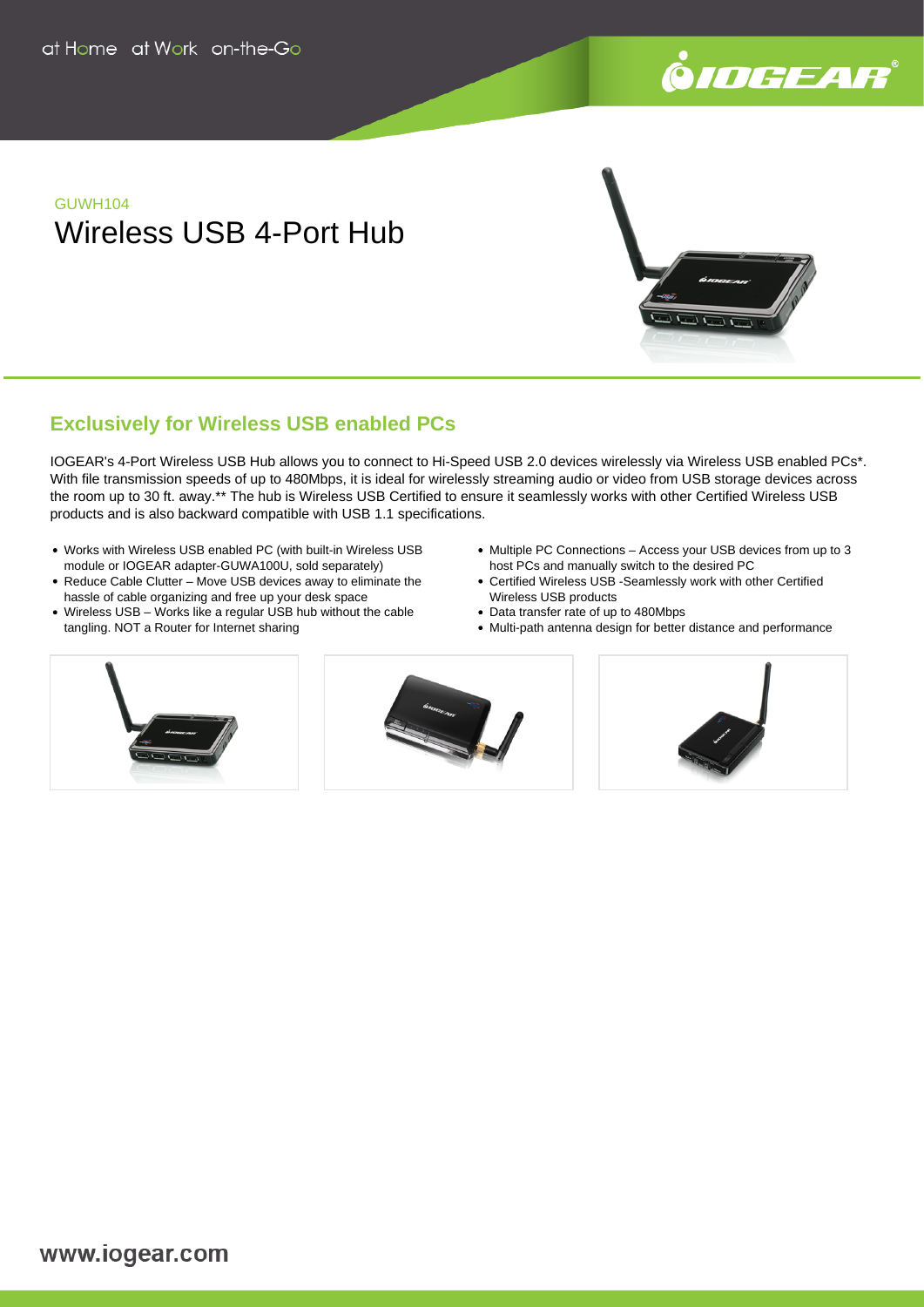at Home at Work on-the-Go

GUWH104

# Wireless USB 4-Port Hub

## Exclusively for Wireless USB enabled PCs

IOGEAR's 4-Port Wireless USB Hub allows you to connect to Hi-Speed USB 2.0 devices wirelessly via Wireless USB enabled PCs*. With file transmission speeds of up to 480Mbps, it is ideal for wirelessly streaming audio or video from USB storage devices across the room up to 30 ft. away.** The hub is Wireless USB Certified to ensure it seamlessly works with other Certified Wireless USB products and is also backward compatible with USB 1.1 specifications.

- Works with Wireless USB enabled PC (with built-in Wireless USB module or IOGEAR adapter-GUWA100U, sold separately)
- Reduce Cable Clutter – Move USB devices away to eliminate the hassle of cable organizing and free up your desk space
- Wireless USB – Works like a regular USB hub without the cable tangling. NOT a Router for Internet sharing
- Multiple PC Connections – Access your USB devices from up to 3 host PCs and manually switch to the desired PC
- Certified Wireless USB -Seamlessly work with other Certified Wireless USB products
- Data transfer rate of up to 480Mbps
- Multi-path antenna design for better distance and performance

www.iogear.com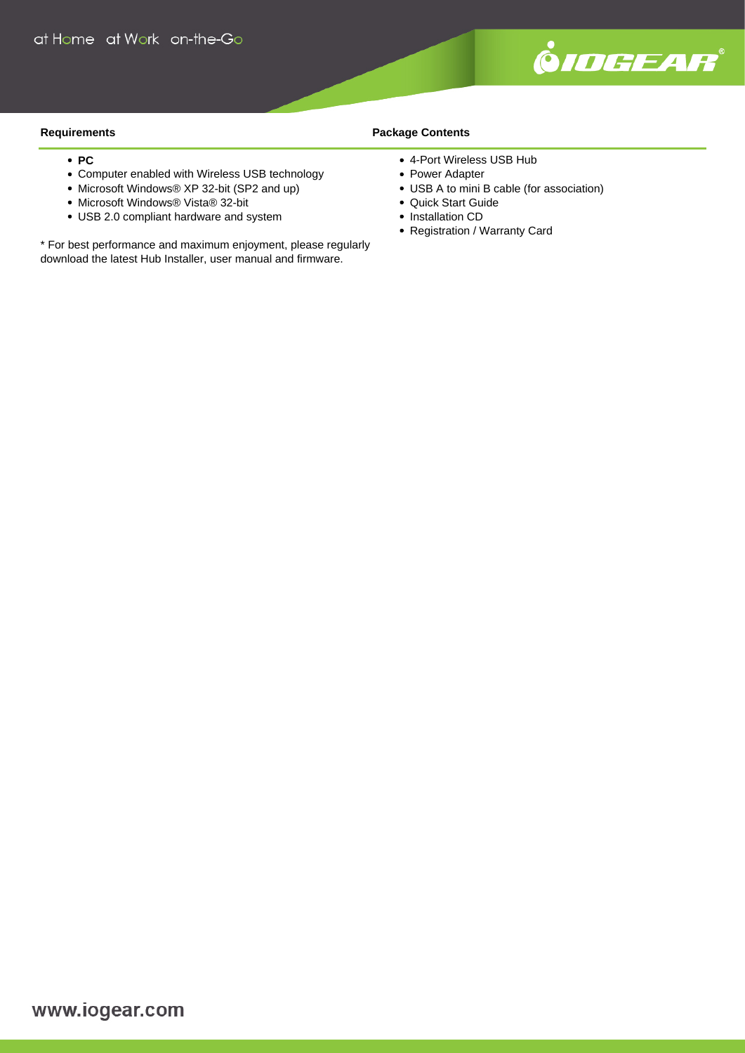## Requirements

- **PC**
- Computer enabled with Wireless USB technology
- Microsoft Windows® XP 32-bit (SP2 and up)
- Microsoft Windows® Vista® 32-bit
- USB 2.0 compliant hardware and system

* For best performance and maximum enjoyment, please regularly download the latest Hub Installer, user manual and firmware.

## Package Contents

- 4-Port Wireless USB Hub
- Power Adapter
- USB A to mini B cable (for association)
- Quick Start Guide
- Installation CD
- Registration / Warranty Card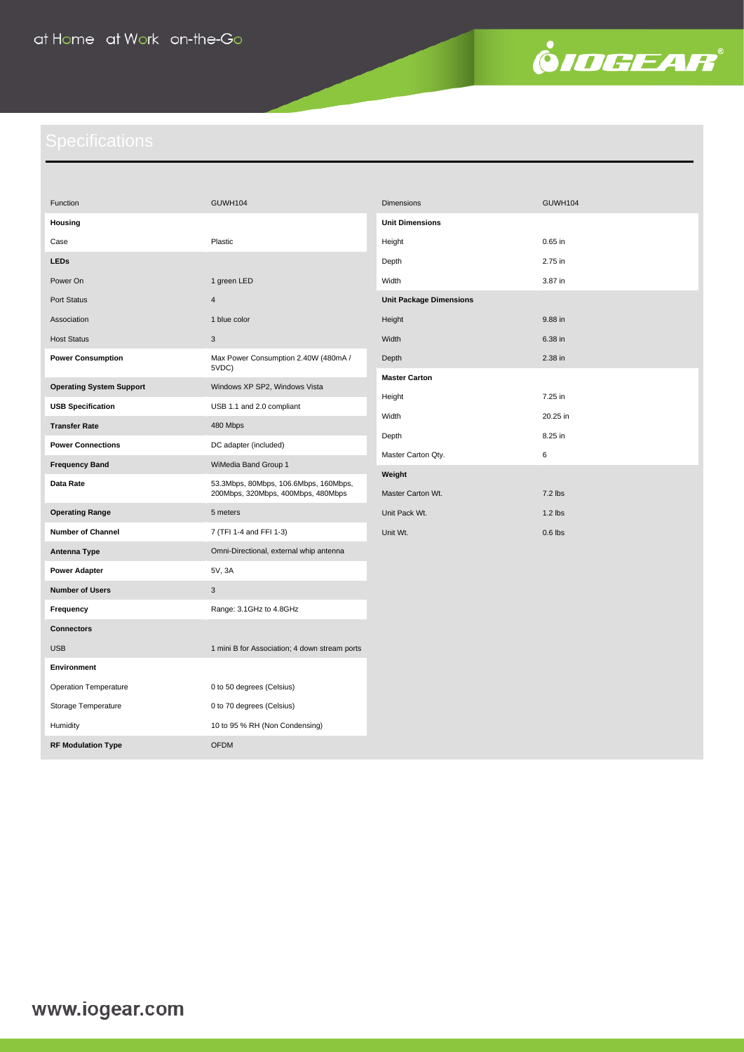## Specifications

| Function | GUWH104 |
|---|---|
| **Housing** | |
| Case | Plastic |
| **LEDs** | |
| Power On | 1 green LED |
| Port Status | 4 |
| Association | 1 blue color |
| Host Status | 3 |
| **Power Consumption** | Max Power Consumption 2.40W (480mA / 5VDC) |
| **Operating System Support** | Windows XP SP2, Windows Vista |
| **USB Specification** | USB 1.1 and 2.0 compliant |
| **Transfer Rate** | 480 Mbps |
| **Power Connections** | DC adapter (included) |
| **Frequency Band** | WiMedia Band Group 1 |
| **Data Rate** | 53.3Mbps, 80Mbps, 106.6Mbps, 160Mbps, 200Mbps, 320Mbps, 400Mbps, 480Mbps |
| **Operating Range** | 5 meters |
| **Number of Channel** | 7 (TFI 1-4 and FFI 1-3) |
| **Antenna Type** | Omni-Directional, external whip antenna |
| **Power Adapter** | 5V, 3A |
| **Number of Users** | 3 |
| **Frequency** | Range: 3.1GHz to 4.8GHz |
| **Connectors** | |
| USB | 1 mini B for Association; 4 down stream ports |
| **Environment** | |
| Operation Temperature | 0 to 50 degrees (Celsius) |
| Storage Temperature | 0 to 70 degrees (Celsius) |
| Humidity | 10 to 95 % RH (Non Condensing) |
| **RF Modulation Type** | OFDM |

| Dimensions | GUWH104 |
|---|---|
| **Unit Dimensions** | |
| Height | 0.65 in |
| Depth | 2.75 in |
| Width | 3.87 in |
| **Unit Package Dimensions** | |
| Height | 9.88 in |
| Width | 6.38 in |
| Depth | 2.38 in |
| **Master Carton** | |
| Height | 7.25 in |
| Width | 20.25 in |
| Depth | 8.25 in |
| Master Carton Qty. | 6 |
| **Weight** | |
| Master Carton Wt. | 7.2 lbs |
| Unit Pack Wt. | 1.2 lbs |
| Unit Wt. | 0.6 lbs |

www.iogear.com